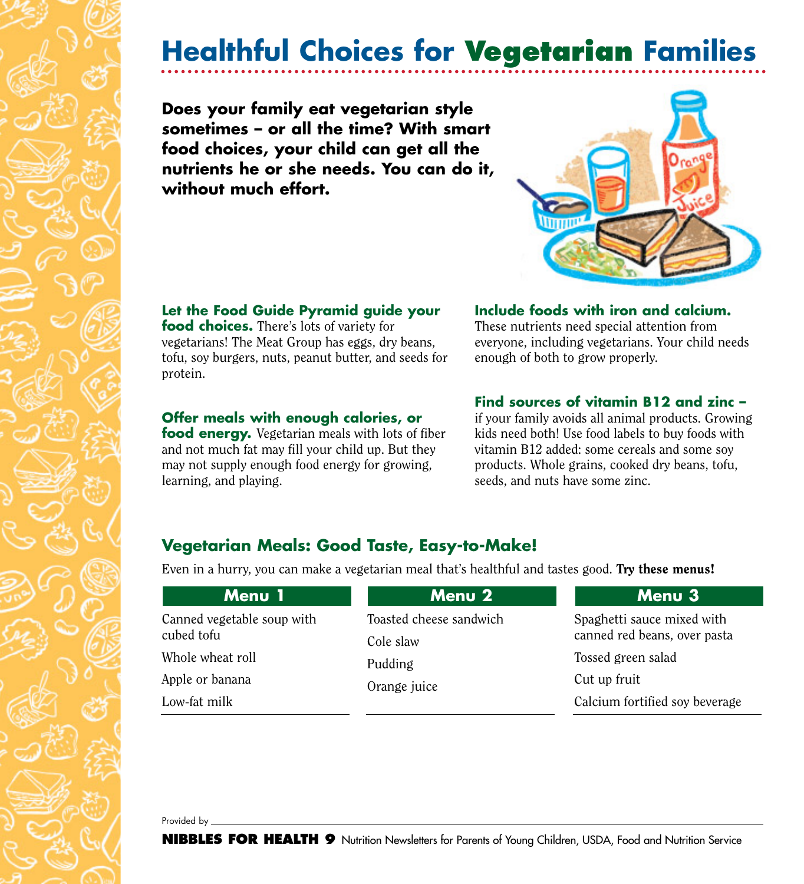# Healthful Choices for Vegetarian Families

**Does your family eat vegetarian style sometimes – or all the time? With smart food choices, your child can get all the nutrients he or she needs. You can do it, without much effort.**

**Let the Food Guide Pyramid guide your food choices.** There's lots of variety for vegetarians! The Meat Group has eggs, dry beans, tofu, soy burgers, nuts, peanut butter, and seeds for protein.

**Offer meals with enough calories, or food energy.** Vegetarian meals with lots of fiber and not much fat may fill your child up. But they may not supply enough food energy for growing, learning, and playing.

**Include foods with iron and calcium.** These nutrients need special attention from everyone, including vegetarians. Your child needs enough of both to grow properly.

**Find sources of vitamin B12 and zinc –** if your family avoids all animal products. Growing kids need both! Use food labels to buy foods with vitamin B12 added: some cereals and some soy products. Whole grains, cooked dry beans, tofu, seeds, and nuts have some zinc.

## Vegetarian Meals: Good Taste, Easy-to-Make!

Even in a hurry, you can make a vegetarian meal that's healthful and tastes good. **Try these menus!**

| Menu 1 | Menu 2 | Menu 3 |
|---|---|---|
| Canned vegetable soup with cubed tofu | Toasted cheese sandwich | Spaghetti sauce mixed with canned red beans, over pasta |
| Whole wheat roll | Cole slaw | Tossed green salad |
| Apple or banana | Pudding | Cut up fruit |
| Low-fat milk | Orange juice | Calcium fortified soy beverage |

Provided by ______________________________

**NIBBLES FOR HEALTH 9** Nutrition Newsletters for Parents of Young Children, USDA, Food and Nutrition Service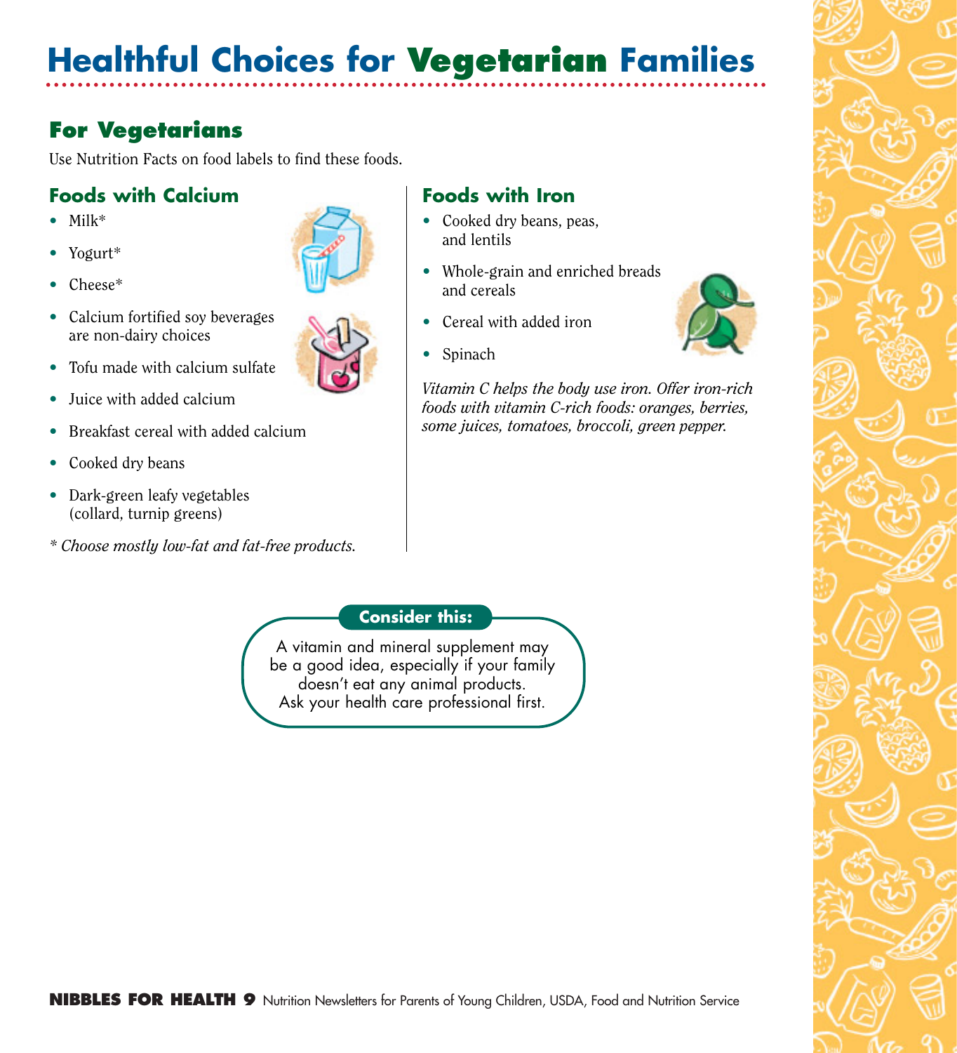# Healthful Choices for Vegetarian Families

## For Vegetarians

Use Nutrition Facts on food labels to find these foods.

### Foods with Calcium

- Milk*
- Yogurt*
- Cheese*
- Calcium fortified soy beverages are non-dairy choices
- Tofu made with calcium sulfate
- Juice with added calcium
- Breakfast cereal with added calcium
- Cooked dry beans
- Dark-green leafy vegetables (collard, turnip greens)

*\* Choose mostly low-fat and fat-free products.*

### Foods with Iron

- Cooked dry beans, peas, and lentils
- Whole-grain and enriched breads and cereals
- Cereal with added iron
- Spinach

*Vitamin C helps the body use iron. Offer iron-rich foods with vitamin C-rich foods: oranges, berries, some juices, tomatoes, broccoli, green pepper.*

**Consider this:**

A vitamin and mineral supplement may be a good idea, especially if your family doesn't eat any animal products. Ask your health care professional first.

**NIBBLES FOR HEALTH 9** Nutrition Newsletters for Parents of Young Children, USDA, Food and Nutrition Service